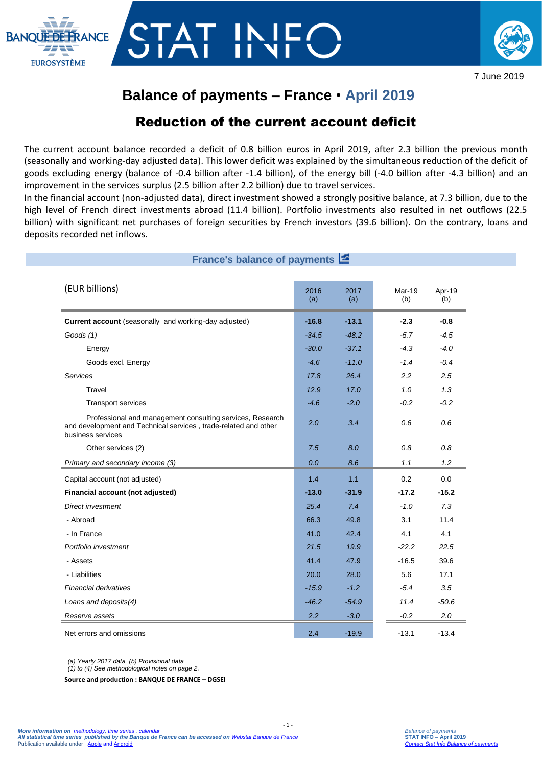7 June 2019

# Balance of payments – France • April 2019

## Reduction of the current account deficit

The current account balance recorded a deficit of 0.8 billion euros in April 2019, after 2.3 billion the previous month (seasonally and working-day adjusted data). This lower deficit was explained by the simultaneous reduction of the deficit of goods excluding energy (balance of -0.4 billion after -1.4 billion), of the energy bill (-4.0 billion after -4.3 billion) and an improvement in the services surplus (2.5 billion after 2.2 billion) due to travel services.
In the financial account (non-adjusted data), direct investment showed a strongly positive balance, at 7.3 billion, due to the high level of French direct investments abroad (11.4 billion). Portfolio investments also resulted in net outflows (22.5 billion) with significant net purchases of foreign securities by French investors (39.6 billion). On the contrary, loans and deposits recorded net inflows.

### France's balance of payments

| (EUR billions) | 2016 (a) | 2017 (a) | Mar-19 (b) | Apr-19 (b) |
|---|---|---|---|---|
| **Current account** (seasonally and working-day adjusted) | **-16.8** | **-13.1** | **-2.3** | **-0.8** |
| *Goods (1)* | *-34.5* | *-48.2* | *-5.7* | *-4.5* |
| Energy | *-30.0* | *-37.1* | *-4.3* | *-4.0* |
| Goods excl. Energy | *-4.6* | *-11.0* | *-1.4* | *-0.4* |
| *Services* | *17.8* | *26.4* | *2.2* | *2.5* |
| Travel | *12.9* | *17.0* | *1.0* | *1.3* |
| Transport services | *-4.6* | *-2.0* | *-0.2* | *-0.2* |
| Professional and management consulting services, Research and development and Technical services , trade-related and other business services | *2.0* | *3.4* | *0.6* | *0.6* |
| Other services (2) | *7.5* | *8.0* | *0.8* | *0.8* |
| *Primary and secondary income (3)* | *0.0* | *8.6* | *1.1* | *1.2* |
| Capital account (not adjusted) | 1.4 | 1.1 | 0.2 | 0.0 |
| **Financial account (not adjusted)** | **-13.0** | **-31.9** | **-17.2** | **-15.2** |
| *Direct investment* | *25.4* | *7.4* | *-1.0* | *7.3* |
| - Abroad | 66.3 | 49.8 | 3.1 | 11.4 |
| - In France | 41.0 | 42.4 | 4.1 | 4.1 |
| *Portfolio investment* | *21.5* | *19.9* | *-22.2* | *22.5* |
| - Assets | 41.4 | 47.9 | -16.5 | 39.6 |
| - Liabilities | 20.0 | 28.0 | 5.6 | 17.1 |
| *Financial derivatives* | *-15.9* | *-1.2* | *-5.4* | *3.5* |
| *Loans and deposits(4)* | *-46.2* | *-54.9* | *11.4* | *-50.6* |
| *Reserve assets* | *2.2* | *-3.0* | *-0.2* | *2.0* |
| Net errors and omissions | 2.4 | -19.9 | -13.1 | -13.4 |

*(a) Yearly 2017 data (b) Provisional data*
*(1) to (4) See methodological notes on page 2.*

**Source and production : BANQUE DE FRANCE – DGSEI**

***More information on** methodology, time series , calendar*
***All statistical time series published by the Banque de France can be accessed on** Webstat Banque de France*
Publication available under Apple and Android

*Balance of payments*
**STAT INFO – April 2019**
*Contact Stat Info Balance of payments*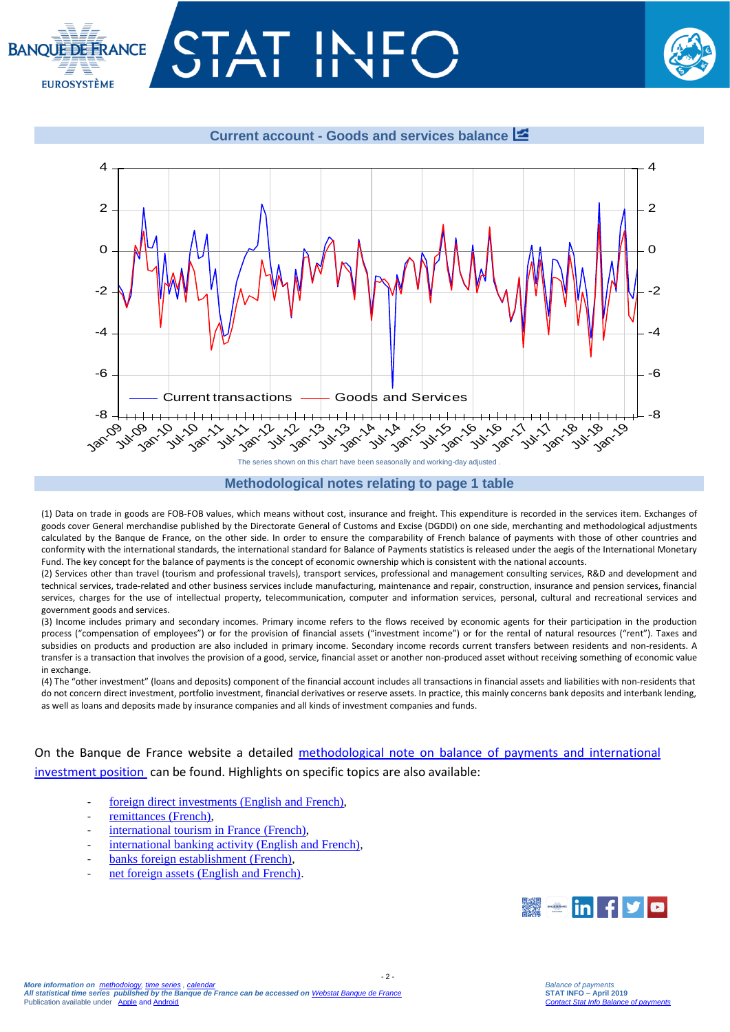## Current account - Goods and services balance

4
2
0
-2
-4
-6
-8

Current transactions
Goods and Services

Jan-09 Jul-09 Jan-10 Jul-10 Jan-11 Jul-11 Jan-12 Jul-12 Jan-13 Jul-13 Jan-14 Jul-14 Jan-15 Jul-15 Jan-16 Jul-16 Jan-17 Jul-17 Jan-18 Jul-18 Jan-19

The series shown on this chart have been seasonally and working-day adjusted .

## Methodological notes relating to page 1 table

(1) Data on trade in goods are FOB-FOB values, which means without cost, insurance and freight. This expenditure is recorded in the services item. Exchanges of goods cover General merchandise published by the Directorate General of Customs and Excise (DGDDI) on one side, merchanting and methodological adjustments calculated by the Banque de France, on the other side. In order to ensure the comparability of French balance of payments with those of other countries and conformity with the international standards, the international standard for Balance of Payments statistics is released under the aegis of the International Monetary Fund. The key concept for the balance of payments is the concept of economic ownership which is consistent with the national accounts.

(2) Services other than travel (tourism and professional travels), transport services, professional and management consulting services, R&D and development and technical services, trade-related and other business services include manufacturing, maintenance and repair, construction, insurance and pension services, financial services, charges for the use of intellectual property, telecommunication, computer and information services, personal, cultural and recreational services and government goods and services.

(3) Income includes primary and secondary incomes. Primary income refers to the flows received by economic agents for their participation in the production process ("compensation of employees") or for the provision of financial assets ("investment income") or for the rental of natural resources ("rent"). Taxes and subsidies on products and production are also included in primary income. Secondary income records current transfers between residents and non-residents. A transfer is a transaction that involves the provision of a good, service, financial asset or another non-produced asset without receiving something of economic value in exchange.

(4) The "other investment" (loans and deposits) component of the financial account includes all transactions in financial assets and liabilities with non-residents that do not concern direct investment, portfolio investment, financial derivatives or reserve assets. In practice, this mainly concerns bank deposits and interbank lending, as well as loans and deposits made by insurance companies and all kinds of investment companies and funds.

On the Banque de France website a detailed methodological note on balance of payments and international investment position can be found. Highlights on specific topics are also available:

- foreign direct investments (English and French),
- remittances (French),
- international tourism in France (French),
- international banking activity (English and French),
- banks foreign establishment (French),
- net foreign assets (English and French).

*More information on methodology, time series , calendar*
*All statistical time series published by the Banque de France can be accessed on Webstat Banque de France*
Publication available under Apple and Android

*Balance of payments*
**STAT INFO – April 2019**
*Contact Stat Info Balance of payments*